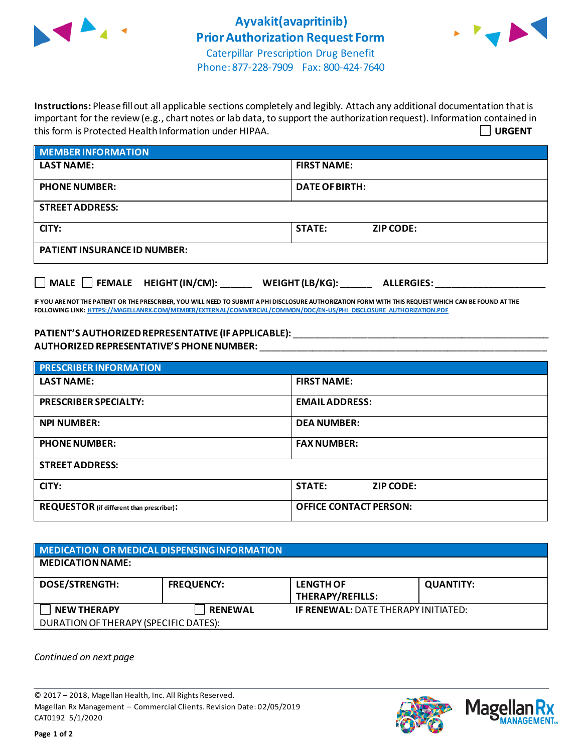# Ayvakit(avapritinib) Prior Authorization Request Form

Caterpillar Prescription Drug Benefit
Phone: 877-228-7909 Fax: 800-424-7640

**Instructions:** Please fill out all applicable sections completely and legibly. Attach any additional documentation that is important for the review (e.g., chart notes or lab data, to support the authorization request). Information contained in this form is Protected Health Information under HIPAA.

☐ **URGENT**

| MEMBER INFORMATION | |
|---|---|
| **LAST NAME:** | **FIRST NAME:** |
| **PHONE NUMBER:** | **DATE OF BIRTH:** |
| **STREET ADDRESS:** | |
| **CITY:** | **STATE:** **ZIP CODE:** |
| **PATIENT INSURANCE ID NUMBER:** | |

☐ **MALE** ☐ **FEMALE** **HEIGHT (IN/CM):** ______ **WEIGHT (LB/KG):** ______ **ALLERGIES:** ____________________

**IF YOU ARE NOT THE PATIENT OR THE PRESCRIBER, YOU WILL NEED TO SUBMIT A PHI DISCLOSURE AUTHORIZATION FORM WITH THIS REQUEST WHICH CAN BE FOUND AT THE FOLLOWING LINK: HTTPS://MAGELLANRX.COM/MEMBER/EXTERNAL/COMMERCIAL/COMMON/DOC/EN-US/PHI_DISCLOSURE_AUTHORIZATION.PDF**

**PATIENT'S AUTHORIZED REPRESENTATIVE (IF APPLICABLE):** ____________________________________________
**AUTHORIZED REPRESENTATIVE'S PHONE NUMBER:** ____________________________________________

| PRESCRIBER INFORMATION | |
|---|---|
| **LAST NAME:** | **FIRST NAME:** |
| **PRESCRIBER SPECIALTY:** | **EMAIL ADDRESS:** |
| **NPI NUMBER:** | **DEA NUMBER:** |
| **PHONE NUMBER:** | **FAX NUMBER:** |
| **STREET ADDRESS:** | |
| **CITY:** | **STATE:** **ZIP CODE:** |
| **REQUESTOR** (if different than prescriber)**:** | **OFFICE CONTACT PERSON:** |

| MEDICATION OR MEDICAL DISPENSING INFORMATION | | | |
|---|---|---|---|
| **MEDICATION NAME:** | | | |
| **DOSE/STRENGTH:** | **FREQUENCY:** | **LENGTH OF THERAPY/REFILLS:** | **QUANTITY:** |
| ☐ **NEW THERAPY** | ☐ **RENEWAL** | **IF RENEWAL:** DATE THERAPY INITIATED: | |
| DURATION OF THERAPY (SPECIFIC DATES): | | | |

*Continued on next page*

© 2017 – 2018, Magellan Health, Inc. All Rights Reserved.
Magellan Rx Management – Commercial Clients. Revision Date: 02/05/2019
CAT0192 5/1/2020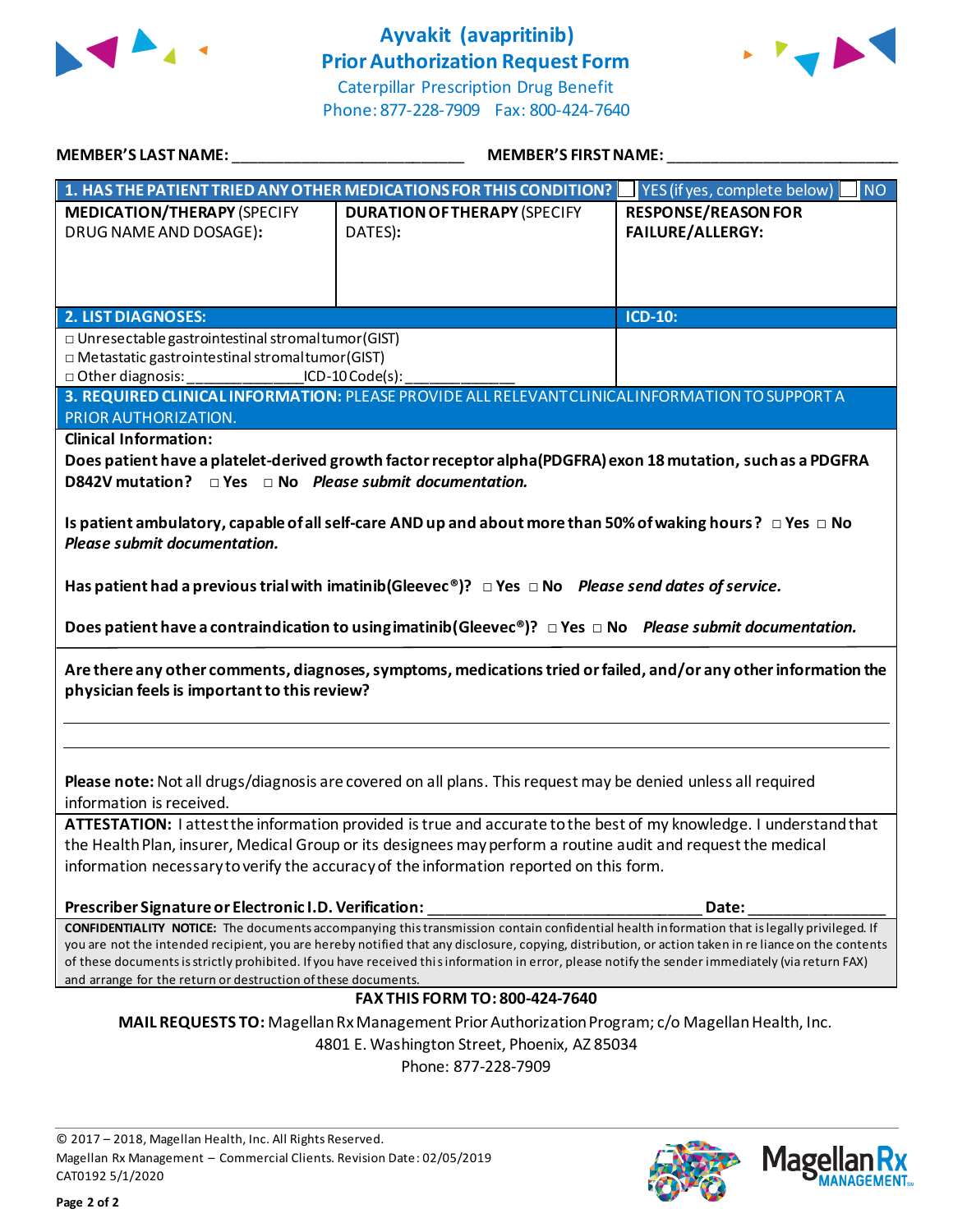# Ayvakit (avapritinib)
## Prior Authorization Request Form

Caterpillar Prescription Drug Benefit
Phone: 877-228-7909 Fax: 800-424-7640

**MEMBER'S LAST NAME:** ___________________________ **MEMBER'S FIRST NAME:** ___________________________

| **1. HAS THE PATIENT TRIED ANY OTHER MEDICATIONS FOR THIS CONDITION?** | | ☐ YES (if yes, complete below) ☐ NO |
|---|---|---|
| **MEDICATION/THERAPY** (SPECIFY DRUG NAME AND DOSAGE): | **DURATION OF THERAPY** (SPECIFY DATES): | **RESPONSE/REASON FOR FAILURE/ALLERGY:** |
| | | |

| **2. LIST DIAGNOSES:** | **ICD-10:** |
|---|---|
| □ Unresectable gastrointestinal stromal tumor (GIST)<br>□ Metastatic gastrointestinal stromal tumor (GIST)<br>□ Other diagnosis: ______________ ICD-10 Code(s): _____________ | |

**3. REQUIRED CLINICAL INFORMATION:** PLEASE PROVIDE ALL RELEVANT CLINICAL INFORMATION TO SUPPORT A PRIOR AUTHORIZATION.

**Clinical Information:**

**Does patient have a platelet-derived growth factor receptor alpha (PDGFRA) exon 18 mutation, such as a PDGFRA D842V mutation?** □ **Yes** □ **No** ***Please submit documentation.***

**Is patient ambulatory, capable of all self-care AND up and about more than 50% of waking hours?** □ **Yes** □ **No** ***Please submit documentation.***

**Has patient had a previous trial with imatinib (Gleevec®)?** □ **Yes** □ **No** ***Please send dates of service.***

**Does patient have a contraindication to using imatinib (Gleevec®)?** □ **Yes** □ **No** ***Please submit documentation.***

**Are there any other comments, diagnoses, symptoms, medications tried or failed, and/or any other information the physician feels is important to this review?**

_______________________________________________________________________________

_______________________________________________________________________________

**Please note:** Not all drugs/diagnosis are covered on all plans. This request may be denied unless all required information is received.

**ATTESTATION:** I attest the information provided is true and accurate to the best of my knowledge. I understand that the Health Plan, insurer, Medical Group or its designees may perform a routine audit and request the medical information necessary to verify the accuracy of the information reported on this form.

**Prescriber Signature or Electronic I.D. Verification:** _______________________________ **Date:** _______________

**CONFIDENTIALITY NOTICE:** The documents accompanying this transmission contain confidential health information that is legally privileged. If you are not the intended recipient, you are hereby notified that any disclosure, copying, distribution, or action taken in reliance on the contents of these documents is strictly prohibited. If you have received this information in error, please notify the sender immediately (via return FAX) and arrange for the return or destruction of these documents.

**FAX THIS FORM TO: 800-424-7640**

**MAIL REQUESTS TO:** Magellan Rx Management Prior Authorization Program; c/o Magellan Health, Inc.
4801 E. Washington Street, Phoenix, AZ 85034
Phone: 877-228-7909

© 2017 – 2018, Magellan Health, Inc. All Rights Reserved.
Magellan Rx Management – Commercial Clients. Revision Date: 02/05/2019
CAT0192 5/1/2020